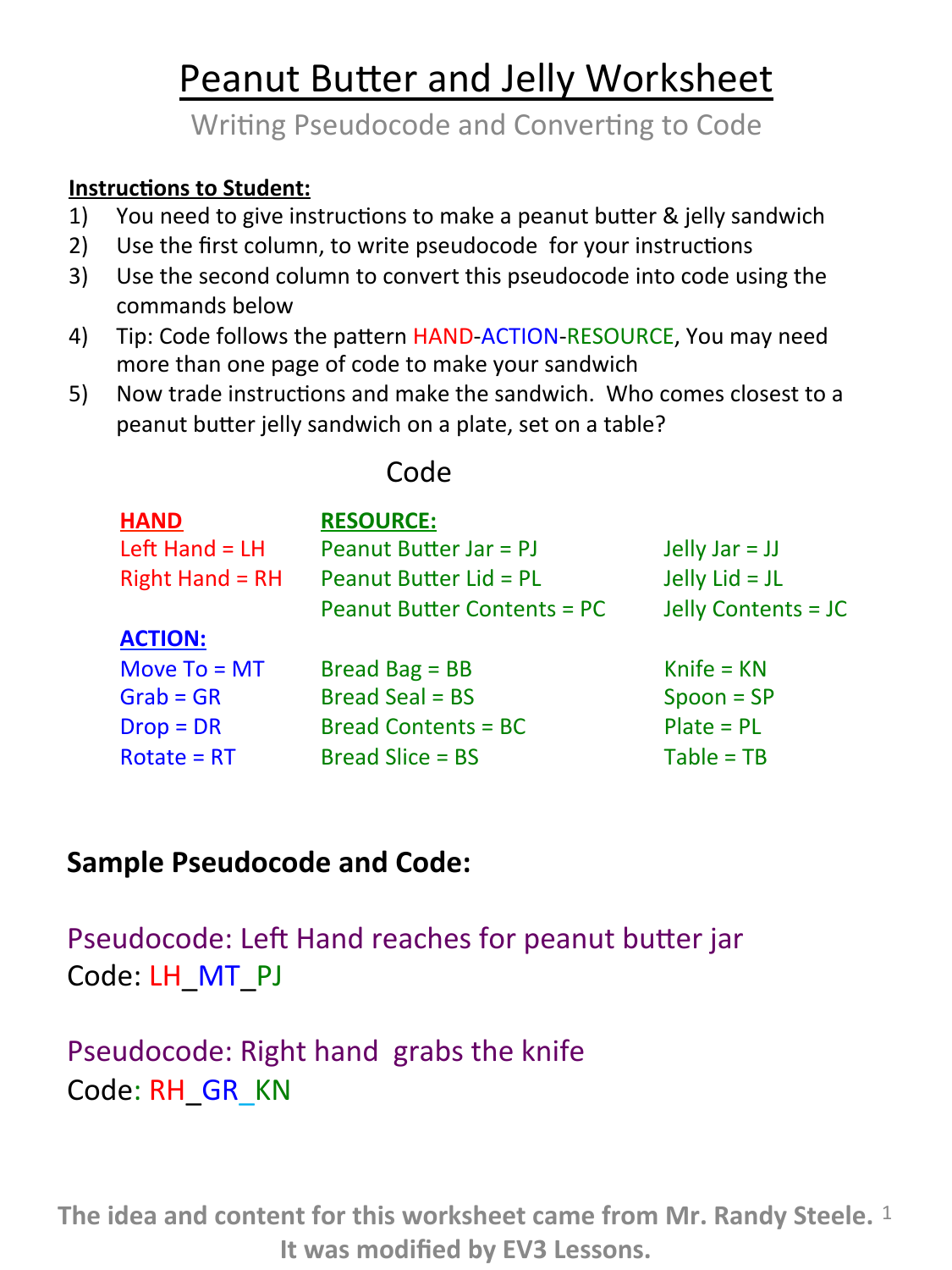# Peanut Butter and Jelly Worksheet

Writing Pseudocode and Converting to Code

**Instructions to Student:**

1) You need to give instructions to make a peanut butter & jelly sandwich
2) Use the first column, to write pseudocode for your instructions
3) Use the second column to convert this pseudocode into code using the commands below
4) Tip: Code follows the pattern HAND-ACTION-RESOURCE, You may need more than one page of code to make your sandwich
5) Now trade instructions and make the sandwich. Who comes closest to a peanut butter jelly sandwich on a plate, set on a table?

## Code

| **HAND** | **RESOURCE:** | |
|---|---|---|
| Left Hand = LH | Peanut Butter Jar = PJ | Jelly Jar = JJ |
| Right Hand = RH | Peanut Butter Lid = PL | Jelly Lid = JL |
| | Peanut Butter Contents = PC | Jelly Contents = JC |
| **ACTION:** | | |
| Move To = MT | Bread Bag = BB | Knife = KN |
| Grab = GR | Bread Seal = BS | Spoon = SP |
| Drop = DR | Bread Contents = BC | Plate = PL |
| Rotate = RT | Bread Slice = BS | Table = TB |

### Sample Pseudocode and Code:

Pseudocode: Left Hand reaches for peanut butter jar
Code: LH_MT_PJ

Pseudocode: Right hand grabs the knife
Code: RH_GR_KN

**The idea and content for this worksheet came from Mr. Randy Steele. It was modified by EV3 Lessons.**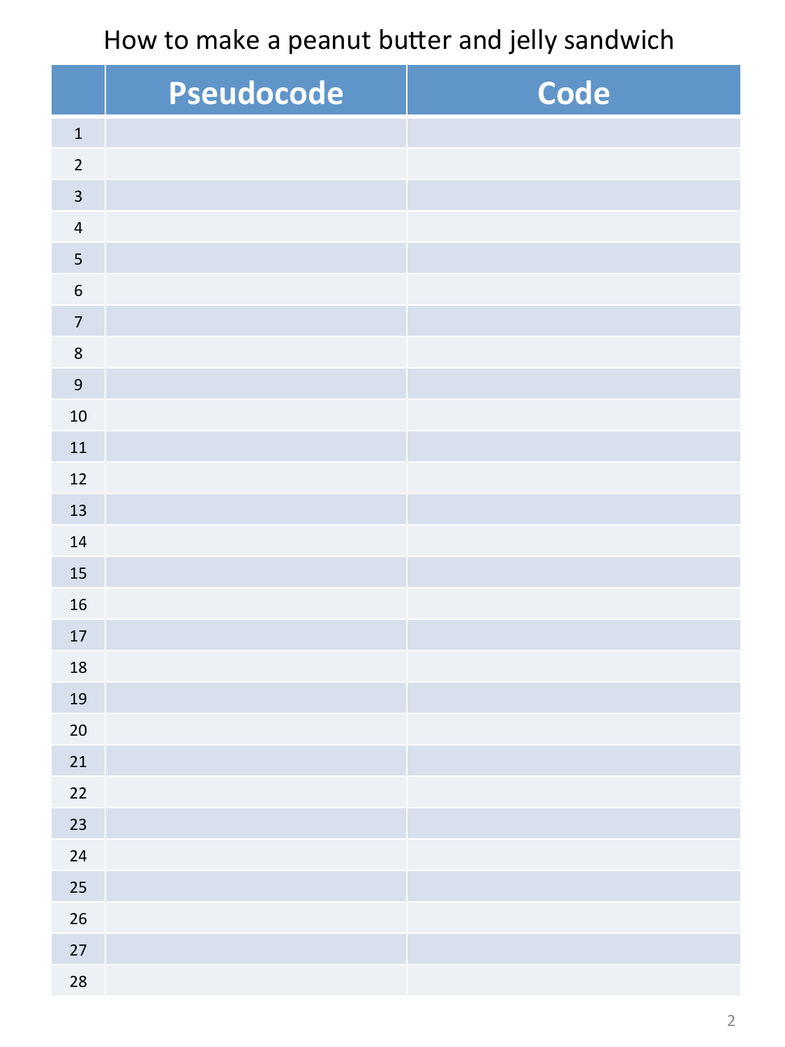# How to make a peanut butter and jelly sandwich

| | Pseudocode | Code |
|---|---|---|
| 1 | | |
| 2 | | |
| 3 | | |
| 4 | | |
| 5 | | |
| 6 | | |
| 7 | | |
| 8 | | |
| 9 | | |
| 10 | | |
| 11 | | |
| 12 | | |
| 13 | | |
| 14 | | |
| 15 | | |
| 16 | | |
| 17 | | |
| 18 | | |
| 19 | | |
| 20 | | |
| 21 | | |
| 22 | | |
| 23 | | |
| 24 | | |
| 25 | | |
| 26 | | |
| 27 | | |
| 28 | | |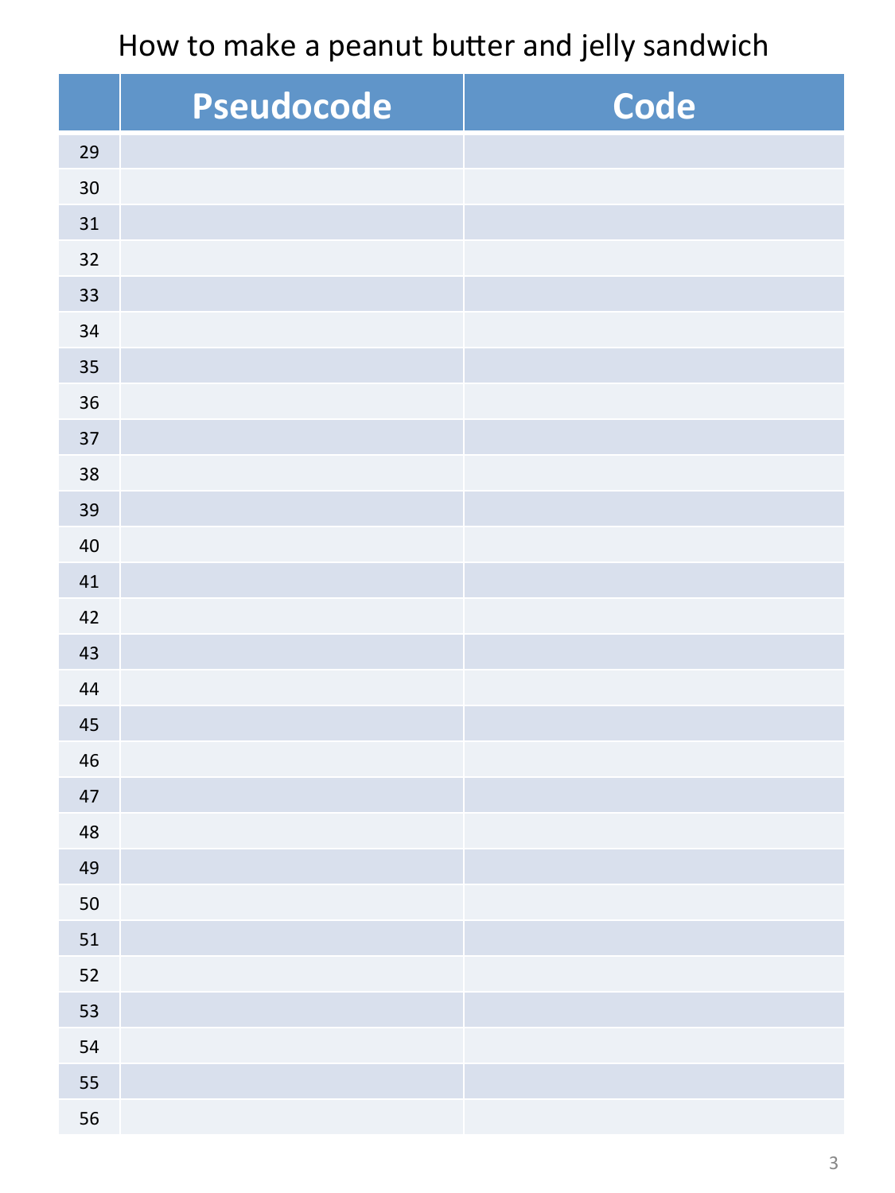How to make a peanut butter and jelly sandwich

|  | Pseudocode | Code |
|---|---|---|
| 29 | | |
| 30 | | |
| 31 | | |
| 32 | | |
| 33 | | |
| 34 | | |
| 35 | | |
| 36 | | |
| 37 | | |
| 38 | | |
| 39 | | |
| 40 | | |
| 41 | | |
| 42 | | |
| 43 | | |
| 44 | | |
| 45 | | |
| 46 | | |
| 47 | | |
| 48 | | |
| 49 | | |
| 50 | | |
| 51 | | |
| 52 | | |
| 53 | | |
| 54 | | |
| 55 | | |
| 56 | | |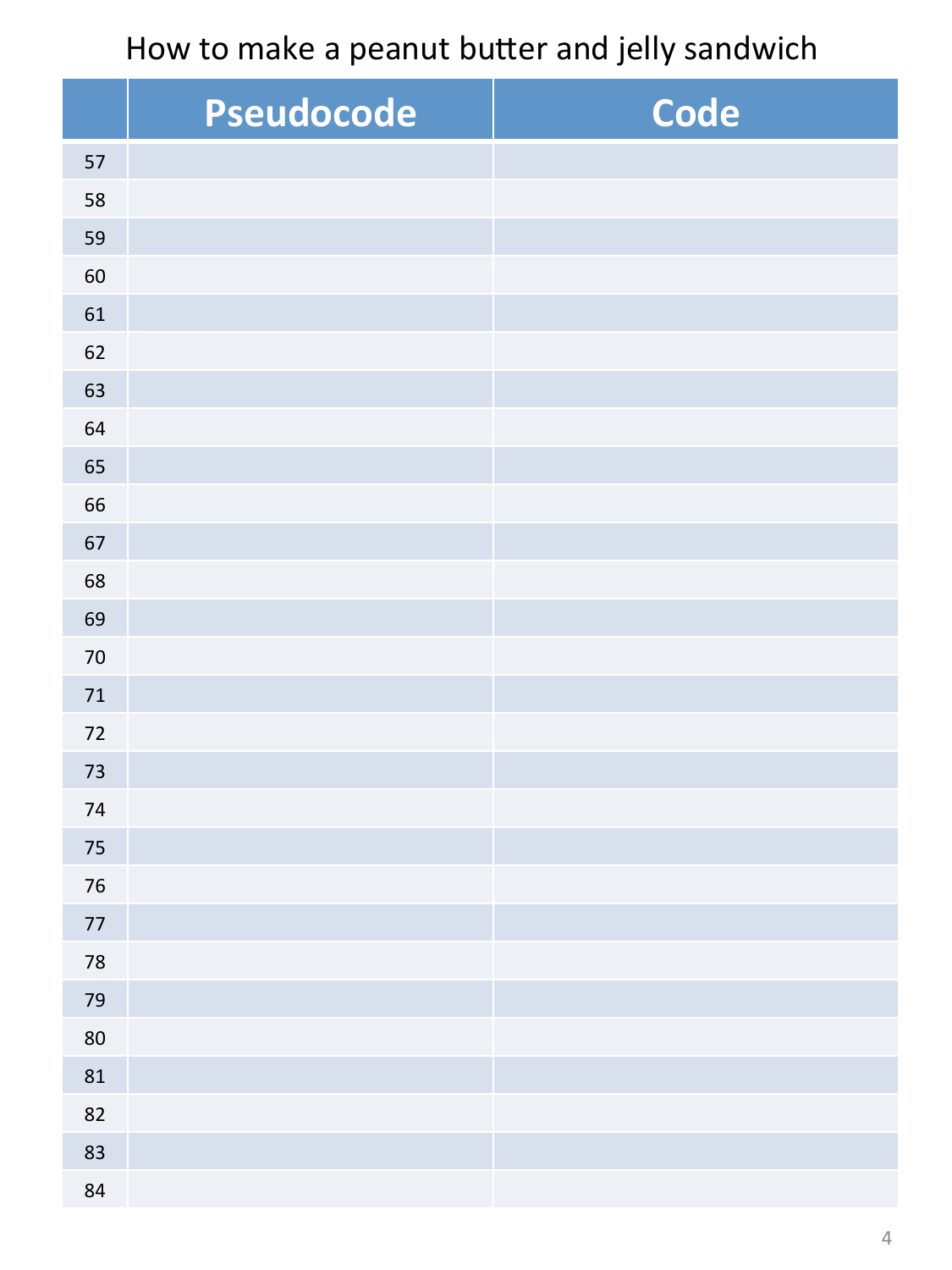How to make a peanut butter and jelly sandwich

| | Pseudocode | Code |
|---|---|---|
| 57 | | |
| 58 | | |
| 59 | | |
| 60 | | |
| 61 | | |
| 62 | | |
| 63 | | |
| 64 | | |
| 65 | | |
| 66 | | |
| 67 | | |
| 68 | | |
| 69 | | |
| 70 | | |
| 71 | | |
| 72 | | |
| 73 | | |
| 74 | | |
| 75 | | |
| 76 | | |
| 77 | | |
| 78 | | |
| 79 | | |
| 80 | | |
| 81 | | |
| 82 | | |
| 83 | | |
| 84 | | |